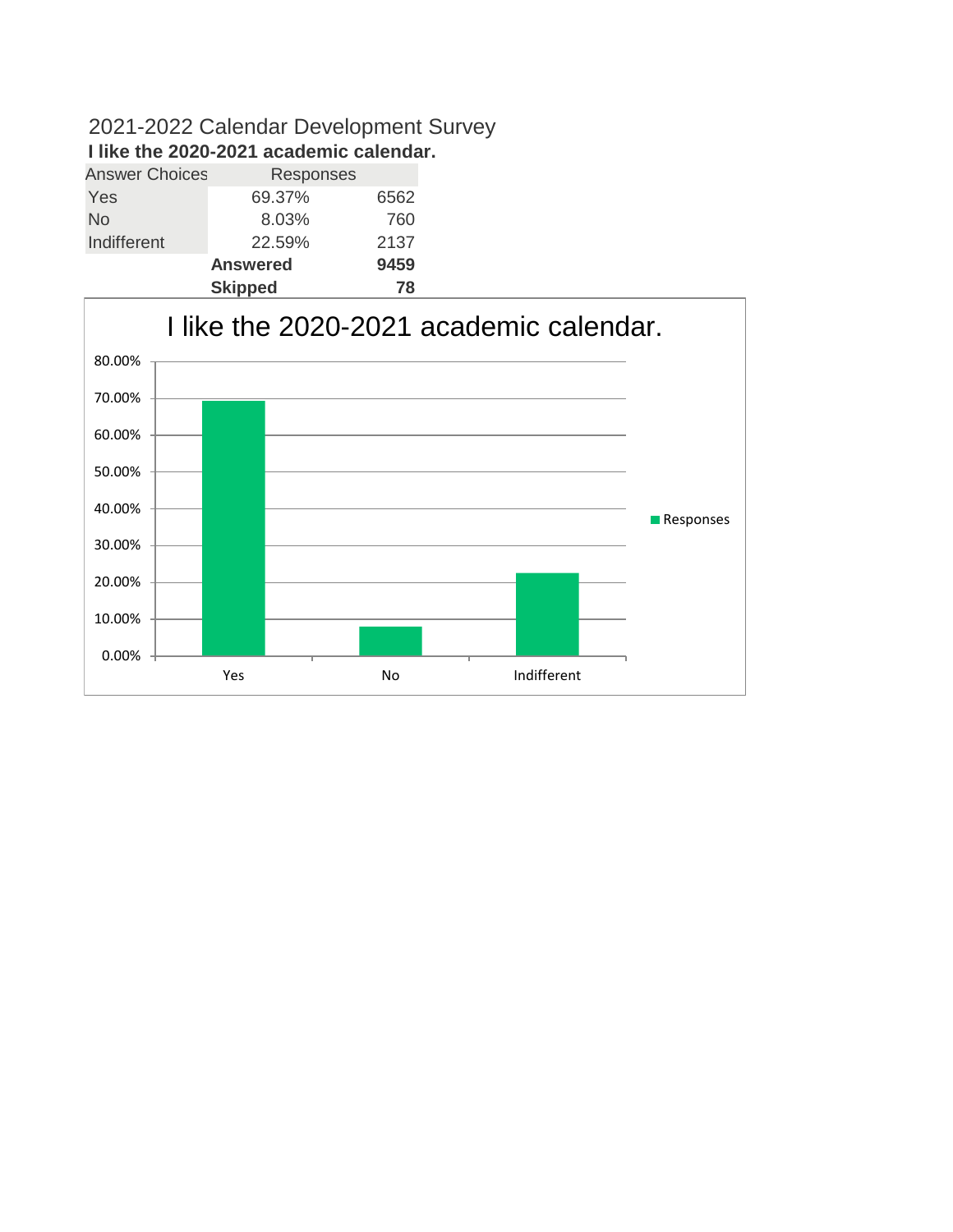# 2021-2022 Calendar Development Survey

**I like the 2020-2021 academic calendar.**

| Answer Choices | Responses | |
|---|---|---|
| Yes | 69.37% | 6562 |
| No | 8.03% | 760 |
| Indifferent | 22.59% | 2137 |
| | **Answered** | **9459** |
| | **Skipped** | **78** |

I like the 2020-2021 academic calendar.

| | Responses |
|---|---|
| Yes | 69.37% |
| No | 8.03% |
| Indifferent | 22.59% |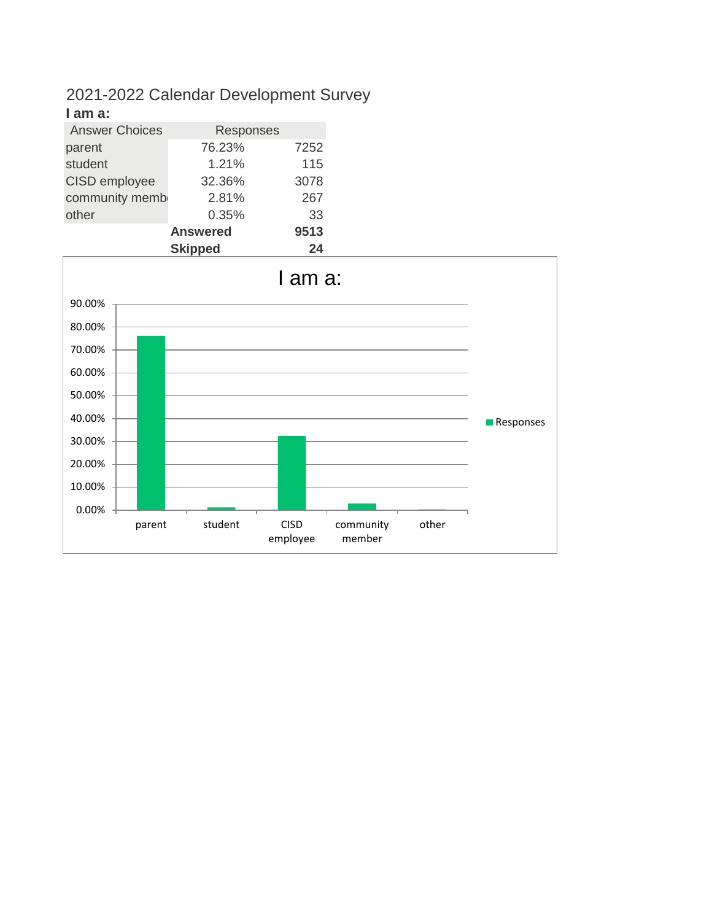# 2021-2022 Calendar Development Survey

**I am a:**

| Answer Choices | Responses | |
|---|---|---|
| parent | 76.23% | 7252 |
| student | 1.21% | 115 |
| CISD employee | 32.36% | 3078 |
| community memb | 2.81% | 267 |
| other | 0.35% | 33 |
| | **Answered** | **9513** |
| | **Skipped** | **24** |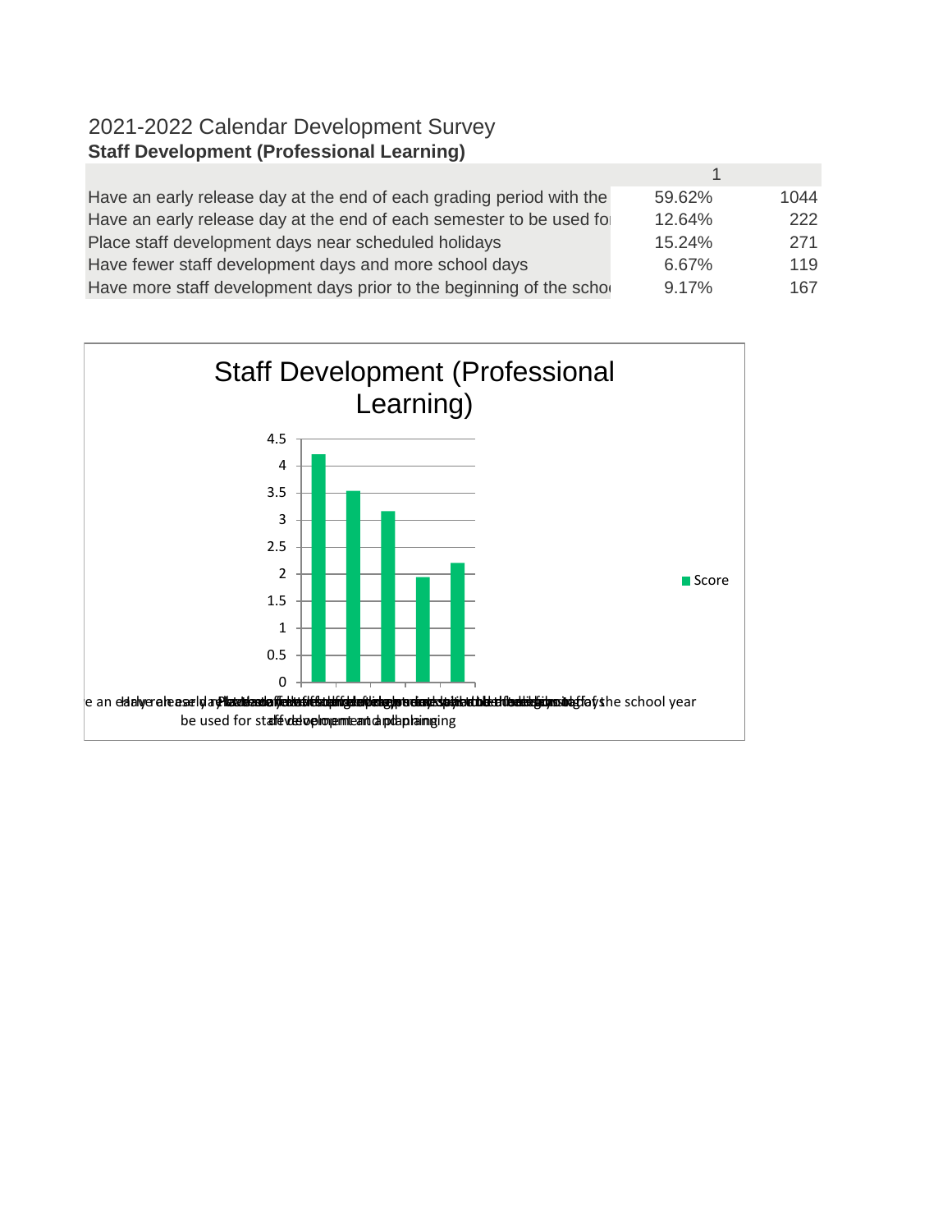2021-2022 Calendar Development Survey

**Staff Development (Professional Learning)**

| | 1 | |
|---|---|---|
| Have an early release day at the end of each grading period with the | 59.62% | 1044 |
| Have an early release day at the end of each semester to be used for | 12.64% | 222 |
| Place staff development days near scheduled holidays | 15.24% | 271 |
| Have fewer staff development days and more school days | 6.67% | 119 |
| Have more staff development days prior to the beginning of the schoo | 9.17% | 167 |

Staff Development (Professional Learning)

| | Score |
|---|---|
| Have an early release day at the end of each grading period | ~4.2 |
| Have an early release day at the end of each semester to be used for staff development and planning | ~3.55 |
| Place staff development days near scheduled holidays | ~3.15 |
| Have fewer staff development days and more school days | ~1.95 |
| Have more staff development days prior to the beginning of the school year | ~2.2 |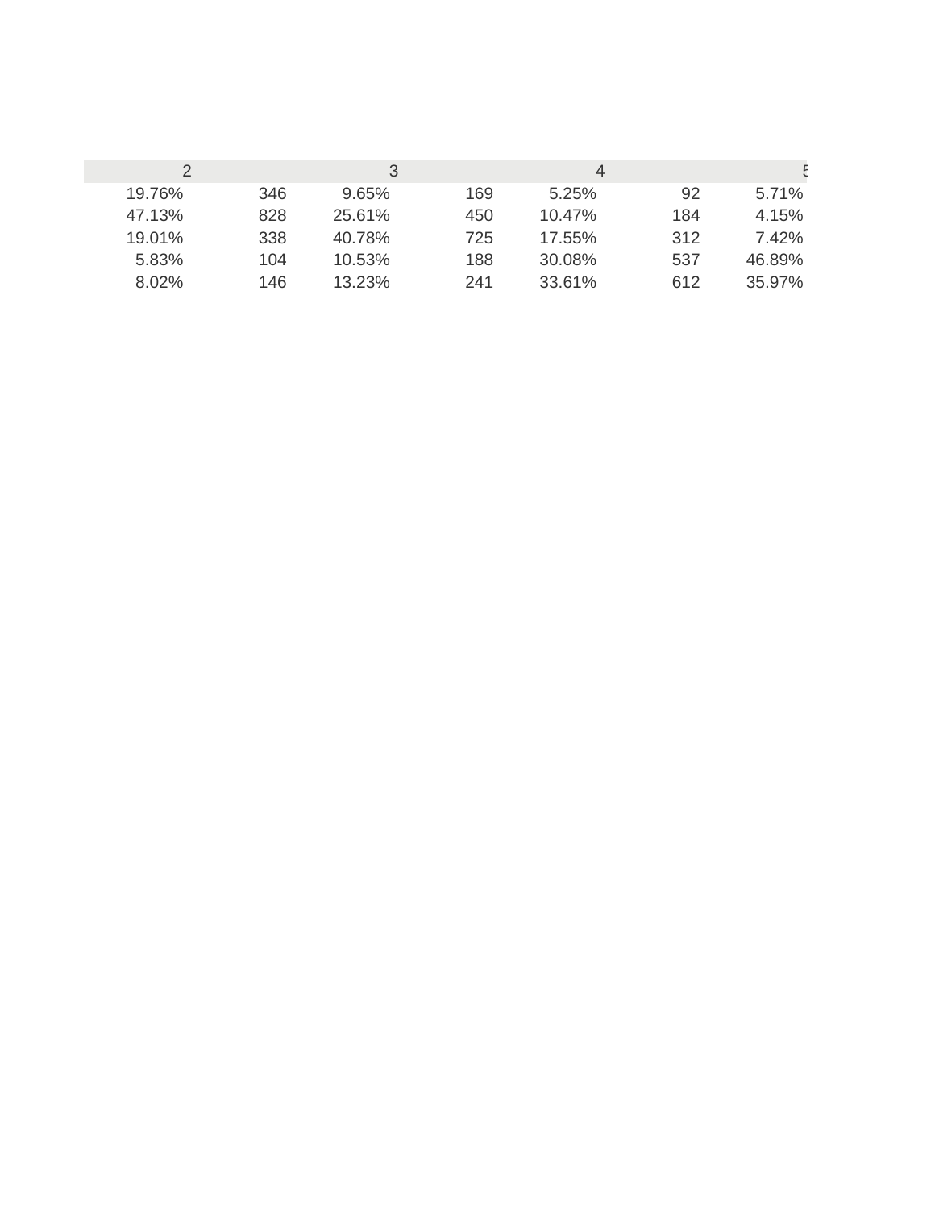| 2 | | 3 | | 4 | | 5 |
|---|---|---|---|---|---|---|
| 19.76% | 346 | 9.65% | 169 | 5.25% | 92 | 5.71% |
| 47.13% | 828 | 25.61% | 450 | 10.47% | 184 | 4.15% |
| 19.01% | 338 | 40.78% | 725 | 17.55% | 312 | 7.42% |
| 5.83% | 104 | 10.53% | 188 | 30.08% | 537 | 46.89% |
| 8.02% | 146 | 13.23% | 241 | 33.61% | 612 | 35.97% |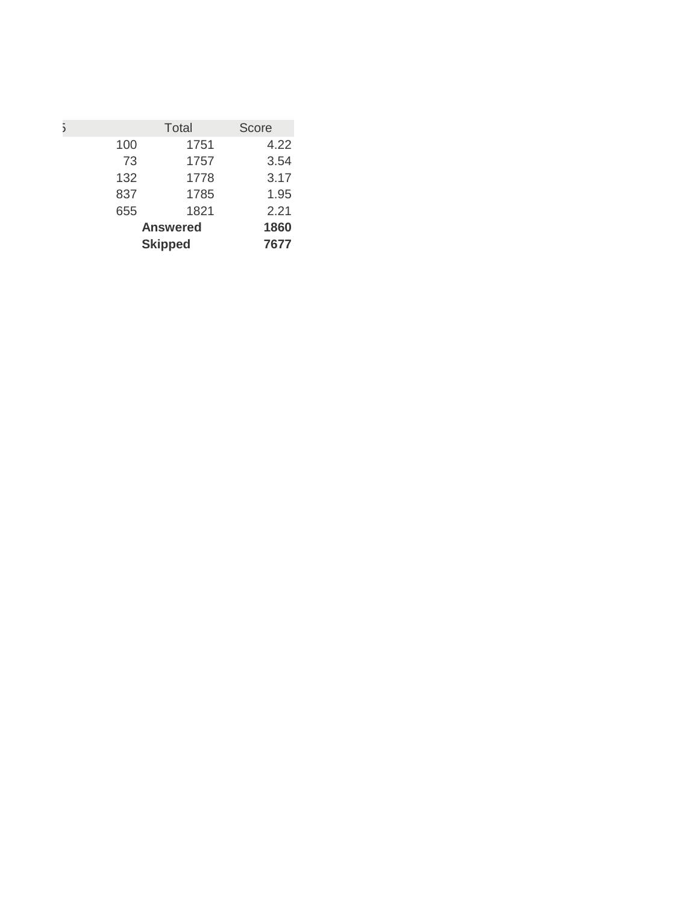| 5 | Total | Score |
|---|---|---|
| 100 | 1751 | 4.22 |
| 73 | 1757 | 3.54 |
| 132 | 1778 | 3.17 |
| 837 | 1785 | 1.95 |
| 655 | 1821 | 2.21 |
| | **Answered** | **1860** |
| | **Skipped** | **7677** |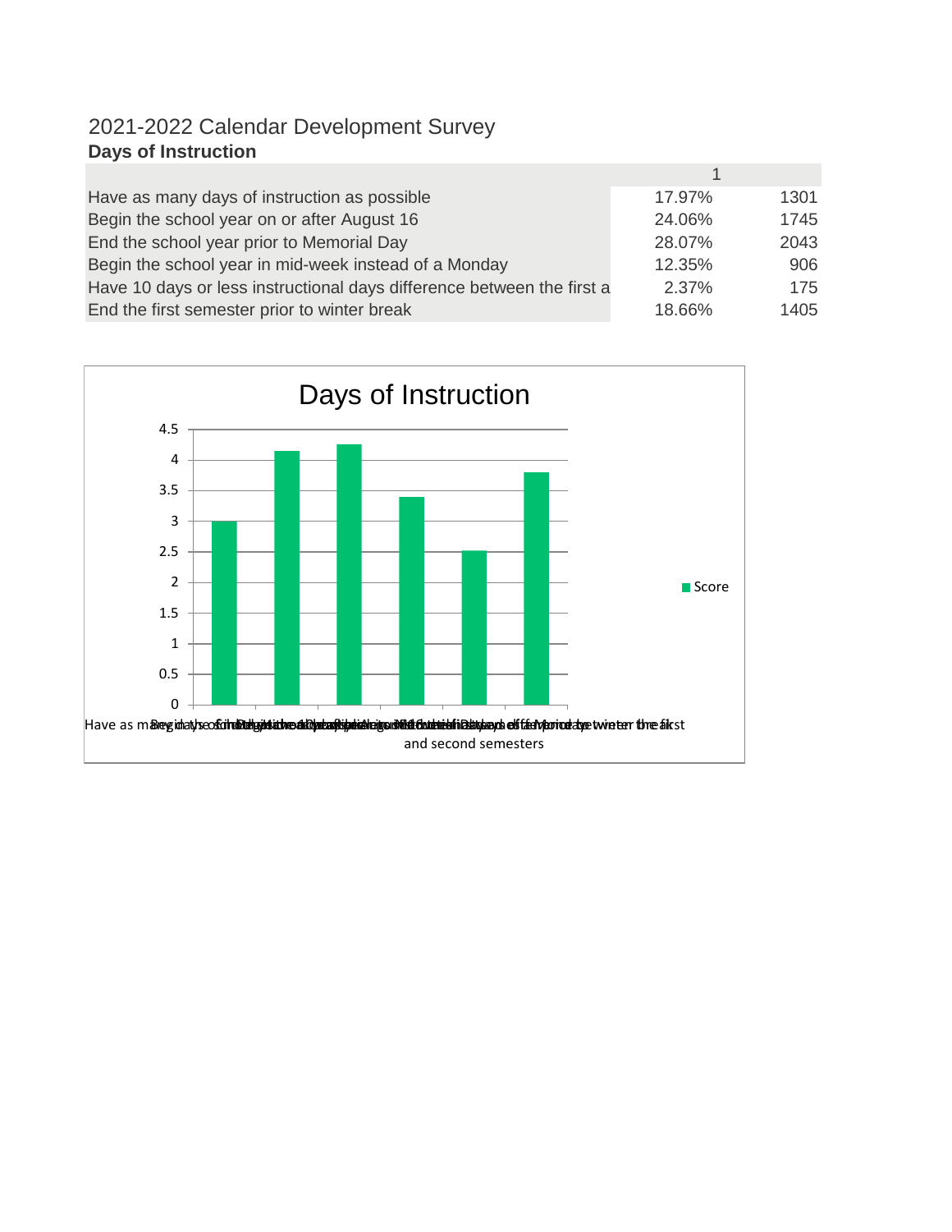# 2021-2022 Calendar Development Survey

## Days of Instruction

| | 1 | |
|---|---|---|
| Have as many days of instruction as possible | 17.97% | 1301 |
| Begin the school year on or after August 16 | 24.06% | 1745 |
| End the school year prior to Memorial Day | 28.07% | 2043 |
| Begin the school year in mid-week instead of a Monday | 12.35% | 906 |
| Have 10 days or less instructional days difference between the first a | 2.37% | 175 |
| End the first semester prior to winter break | 18.66% | 1405 |

**Days of Instruction** (chart)

| Category | Score |
|---|---|
| Have as many days of instruction as possible | ~3.0 |
| Begin the school year on or after August 16 | ~4.15 |
| End the school year prior to Memorial Day | ~4.25 |
| Begin the school year in mid-week instead of a Monday | ~3.4 |
| Have 10 days or less instructional days difference between the first and second semesters | ~2.5 |
| End the first semester prior to winter break | ~3.8 |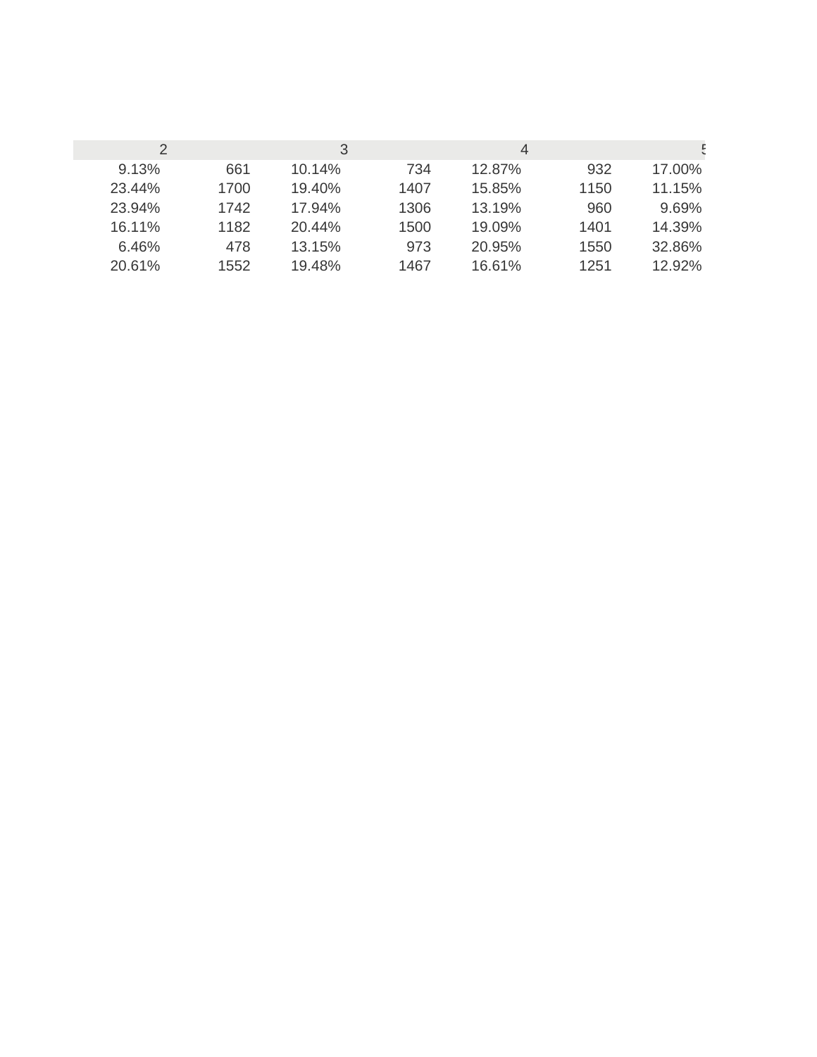| 2 | | 3 | | 4 | | 5 |
|---|---|---|---|---|---|---|
| 9.13% | 661 | 10.14% | 734 | 12.87% | 932 | 17.00% |
| 23.44% | 1700 | 19.40% | 1407 | 15.85% | 1150 | 11.15% |
| 23.94% | 1742 | 17.94% | 1306 | 13.19% | 960 | 9.69% |
| 16.11% | 1182 | 20.44% | 1500 | 19.09% | 1401 | 14.39% |
| 6.46% | 478 | 13.15% | 973 | 20.95% | 1550 | 32.86% |
| 20.61% | 1552 | 19.48% | 1467 | 16.61% | 1251 | 12.92% |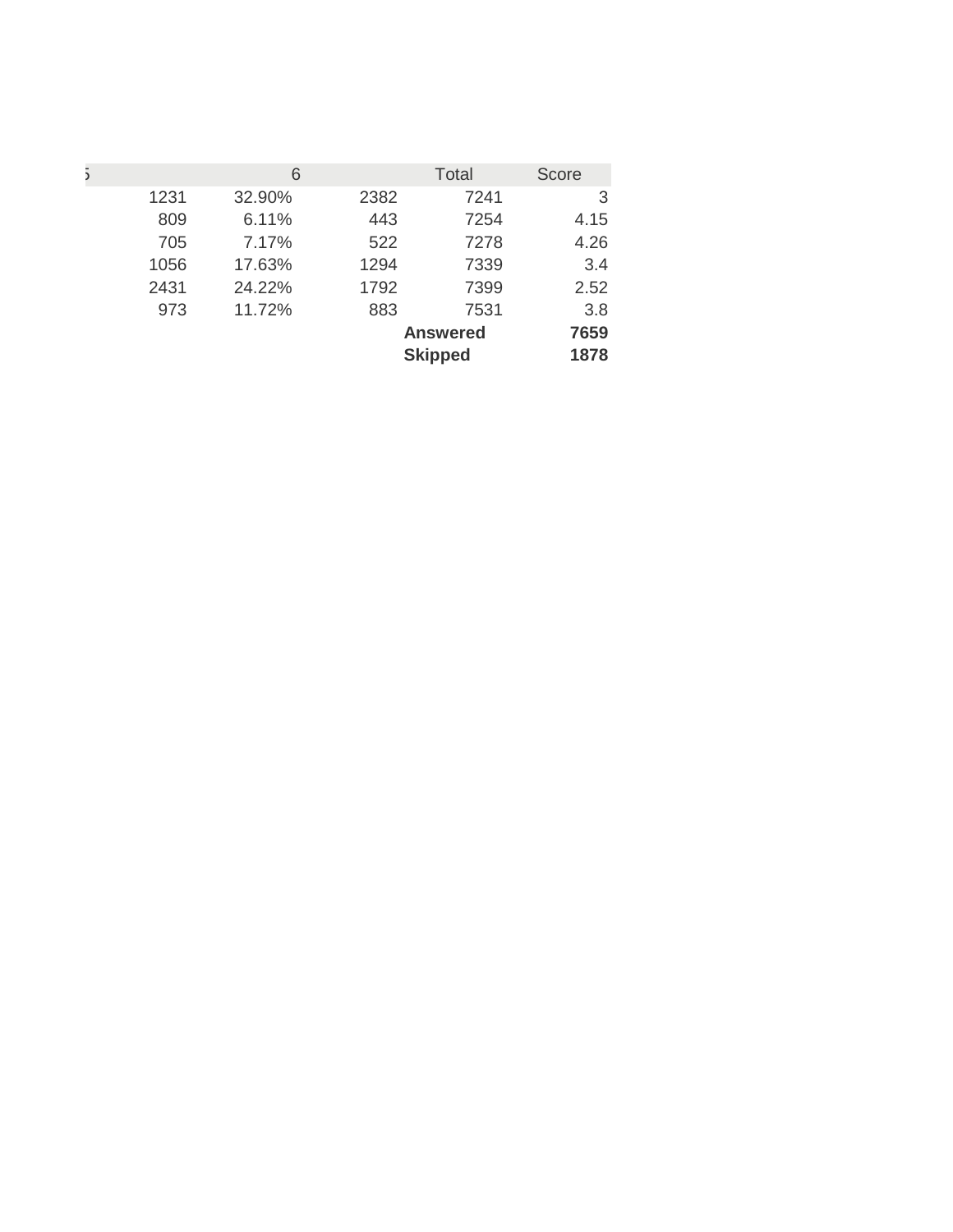| 5 | | 6 | | Total | Score |
|---|---|---|---|---|---|
| | 1231 | 32.90% | 2382 | 7241 | 3 |
| | 809 | 6.11% | 443 | 7254 | 4.15 |
| | 705 | 7.17% | 522 | 7278 | 4.26 |
| | 1056 | 17.63% | 1294 | 7339 | 3.4 |
| | 2431 | 24.22% | 1792 | 7399 | 2.52 |
| | 973 | 11.72% | 883 | 7531 | 3.8 |
| | | | | **Answered** | **7659** |
| | | | | **Skipped** | **1878** |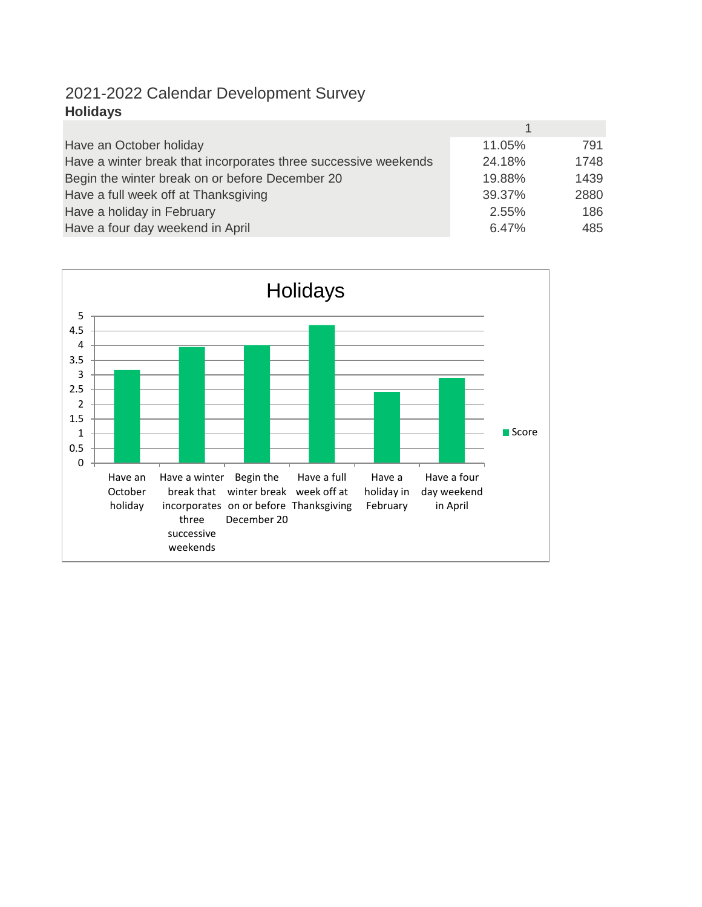# 2021-2022 Calendar Development Survey

## Holidays

| | 1 | |
|---|---|---|
| Have an October holiday | 11.05% | 791 |
| Have a winter break that incorporates three successive weekends | 24.18% | 1748 |
| Begin the winter break on or before December 20 | 19.88% | 1439 |
| Have a full week off at Thanksgiving | 39.37% | 2880 |
| Have a holiday in February | 2.55% | 186 |
| Have a four day weekend in April | 6.47% | 485 |

Holidays

| | Score |
|---|---|
| Have an October holiday | ~3.15 |
| Have a winter break that incorporates three successive weekends | ~3.95 |
| Begin the winter break on or before December 20 | ~4.0 |
| Have a full week off at Thanksgiving | ~4.7 |
| Have a holiday in February | ~2.4 |
| Have a four day weekend in April | ~2.9 |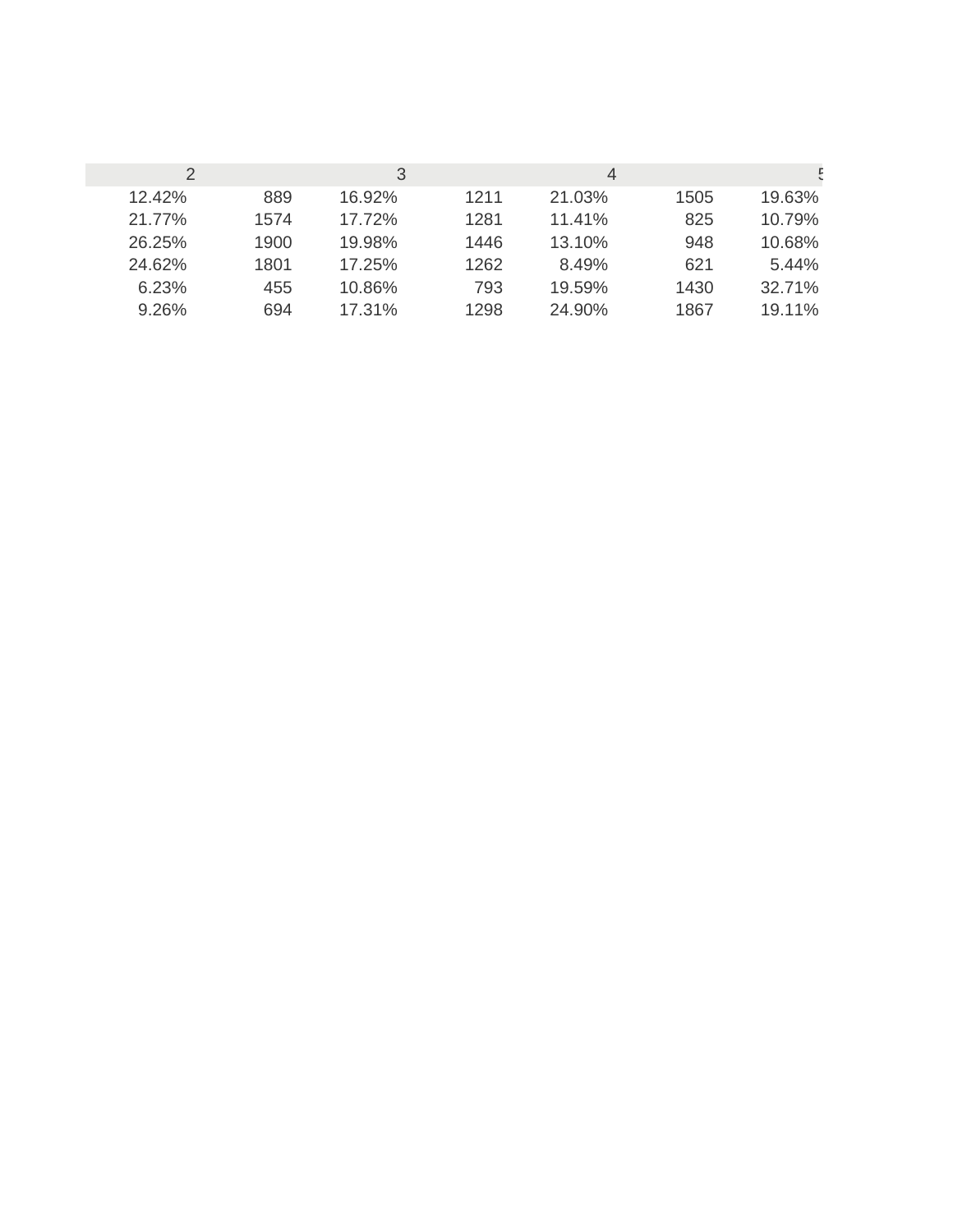| 2 | | 3 | | 4 | | 5 |
|---|---|---|---|---|---|---|
| 12.42% | 889 | 16.92% | 1211 | 21.03% | 1505 | 19.63% |
| 21.77% | 1574 | 17.72% | 1281 | 11.41% | 825 | 10.79% |
| 26.25% | 1900 | 19.98% | 1446 | 13.10% | 948 | 10.68% |
| 24.62% | 1801 | 17.25% | 1262 | 8.49% | 621 | 5.44% |
| 6.23% | 455 | 10.86% | 793 | 19.59% | 1430 | 32.71% |
| 9.26% | 694 | 17.31% | 1298 | 24.90% | 1867 | 19.11% |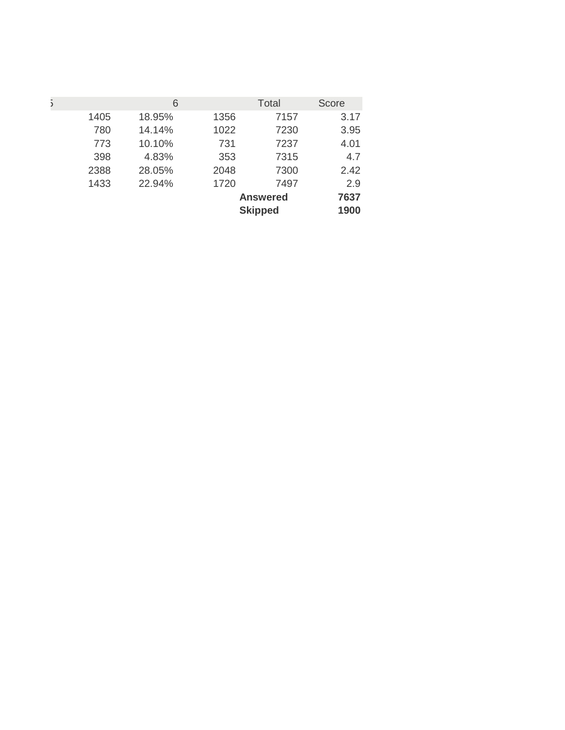| 5 | | 6 | | Total | Score |
|---|---|---|---|---|---|
| | 1405 | 18.95% | 1356 | 7157 | 3.17 |
| | 780 | 14.14% | 1022 | 7230 | 3.95 |
| | 773 | 10.10% | 731 | 7237 | 4.01 |
| | 398 | 4.83% | 353 | 7315 | 4.7 |
| | 2388 | 28.05% | 2048 | 7300 | 2.42 |
| | 1433 | 22.94% | 1720 | 7497 | 2.9 |
| | | | | **Answered** | **7637** |
| | | | | **Skipped** | **1900** |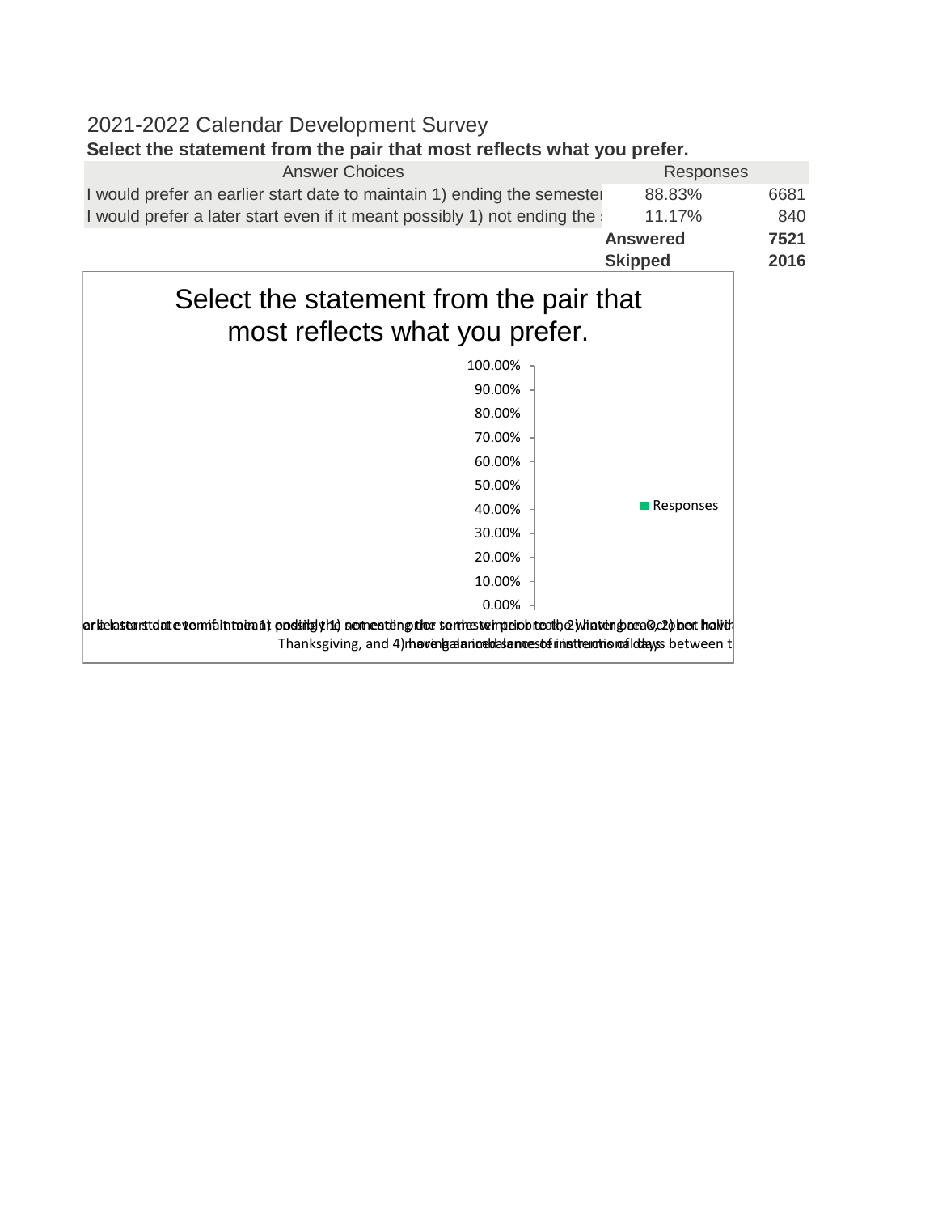2021-2022 Calendar Development Survey

**Select the statement from the pair that most reflects what you prefer.**

| Answer Choices | Responses | |
|---|---|---|
| I would prefer an earlier start date to maintain 1) ending the semester | 88.83% | 6681 |
| I would prefer a later start even if it meant possibly 1) not ending the s | 11.17% | 840 |
| | **Answered** | **7521** |
| | **Skipped** | **2016** |

Select the statement from the pair that most reflects what you prefer.

100.00%
90.00%
80.00%
70.00%
60.00%
50.00%
40.00%
30.00%
20.00%
10.00%
0.00%

■ Responses

arlie later start date even if it meant possibly 1) not ending the semester prior to the winter break, 2) having an October holiday, 3) Thanksgiving, and 4) having a balanced semester in terms of days between t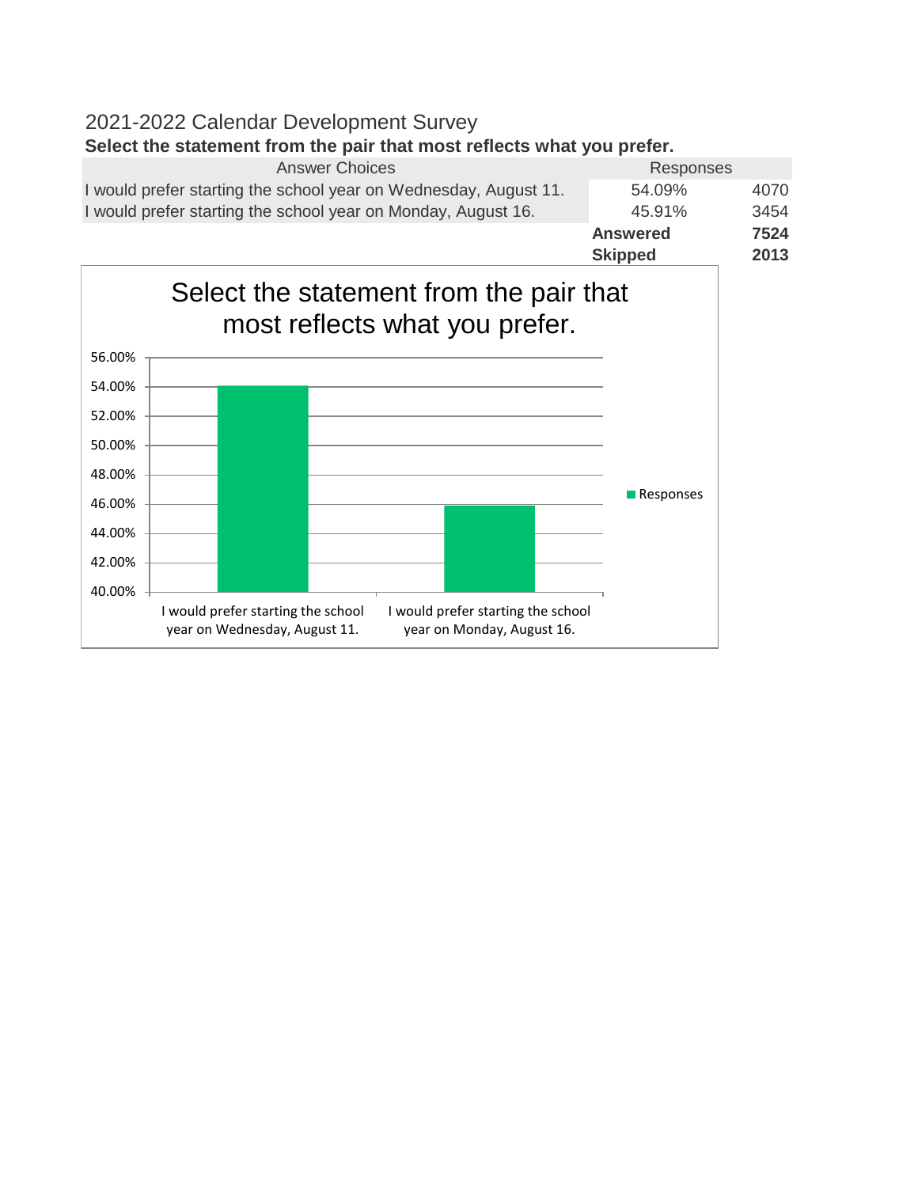# 2021-2022 Calendar Development Survey

**Select the statement from the pair that most reflects what you prefer.**

| Answer Choices | Responses | |
|---|---|---|
| I would prefer starting the school year on Wednesday, August 11. | 54.09% | 4070 |
| I would prefer starting the school year on Monday, August 16. | 45.91% | 3454 |
| | **Answered** | **7524** |
| | **Skipped** | **2013** |

Select the statement from the pair that most reflects what you prefer.

| | Responses |
|---|---|
| I would prefer starting the school year on Wednesday, August 11. | 54.09% |
| I would prefer starting the school year on Monday, August 16. | 45.91% |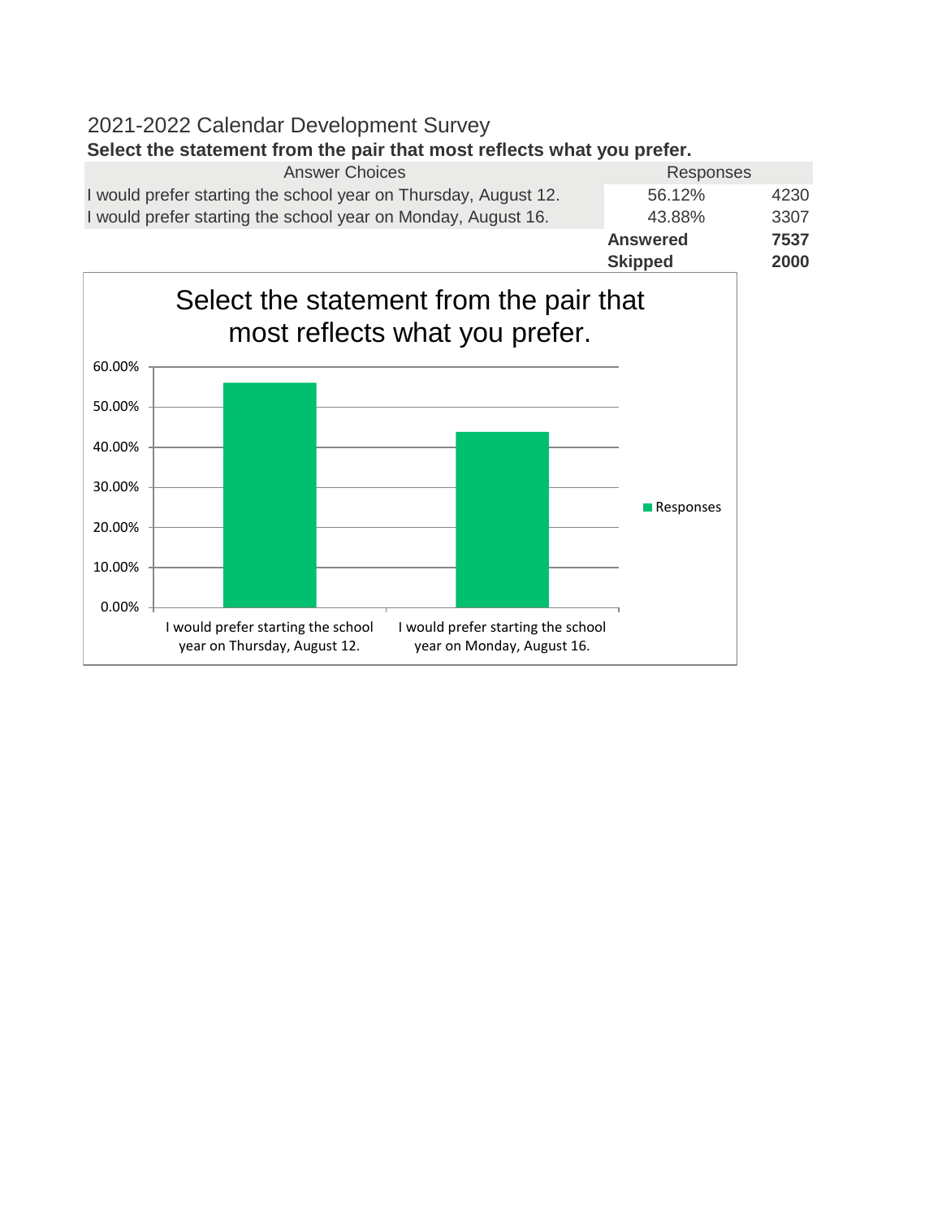## 2021-2022 Calendar Development Survey

**Select the statement from the pair that most reflects what you prefer.**

| Answer Choices | Responses | |
|---|---|---|
| I would prefer starting the school year on Thursday, August 12. | 56.12% | 4230 |
| I would prefer starting the school year on Monday, August 16. | 43.88% | 3307 |
| | **Answered** | **7537** |
| | **Skipped** | **2000** |

Select the statement from the pair that most reflects what you prefer.

| | Responses |
|---|---|
| I would prefer starting the school year on Thursday, August 12. | 56.12% |
| I would prefer starting the school year on Monday, August 16. | 43.88% |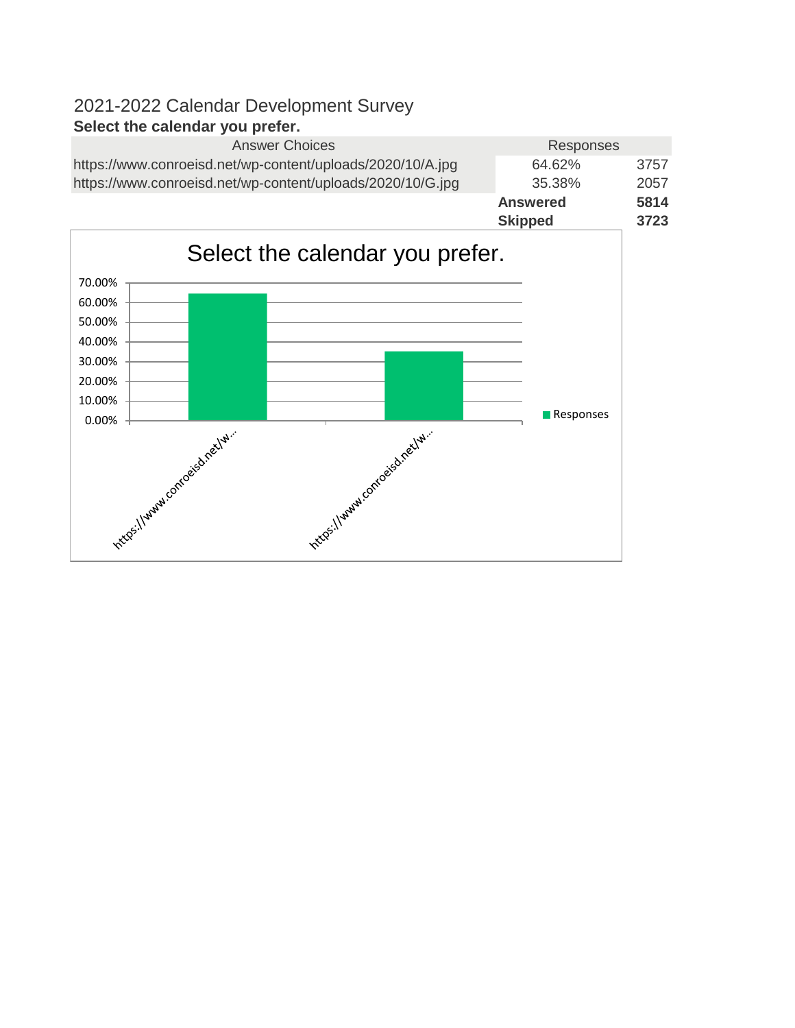# 2021-2022 Calendar Development Survey

**Select the calendar you prefer.**

| Answer Choices | Responses | |
|---|---|---|
| https://www.conroeisd.net/wp-content/uploads/2020/10/A.jpg | 64.62% | 3757 |
| https://www.conroeisd.net/wp-content/uploads/2020/10/G.jpg | 35.38% | 2057 |
| | **Answered** | **5814** |
| | **Skipped** | **3723** |

Select the calendar you prefer.

| Answer Choice | Responses |
|---|---|
| https://www.conroeisd.net/w... | 64.62% |
| https://www.conroeisd.net/w... | 35.38% |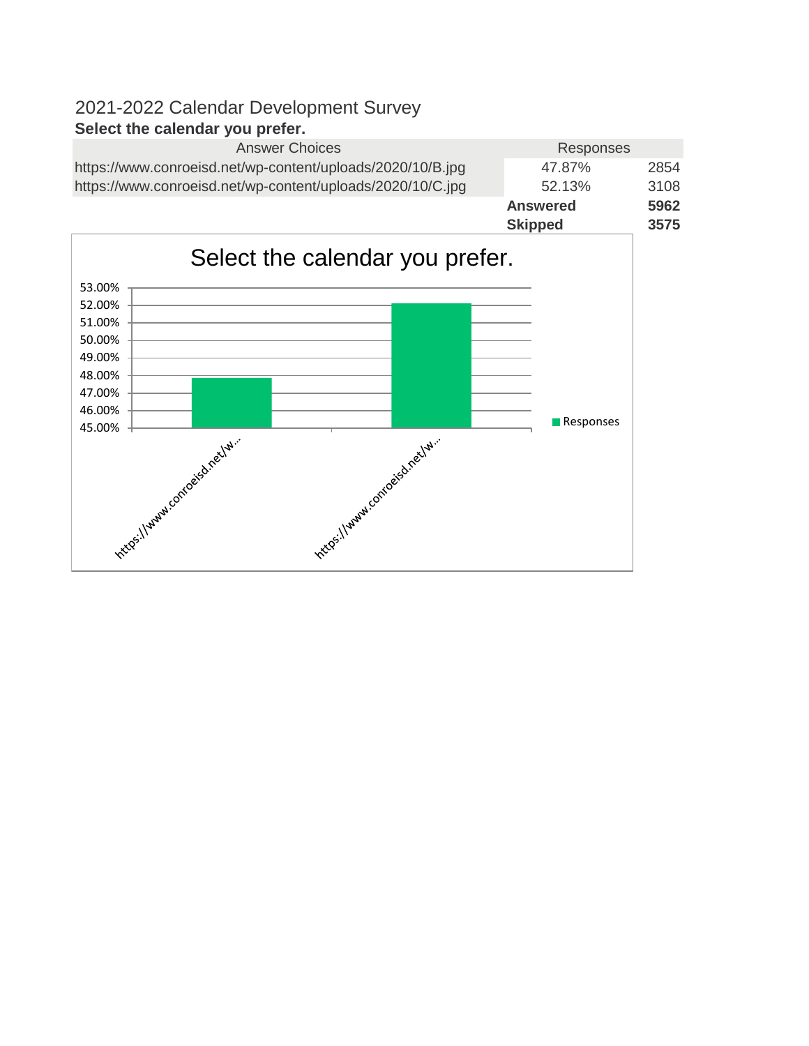# 2021-2022 Calendar Development Survey

**Select the calendar you prefer.**

| Answer Choices | Responses | |
|---|---|---|
| https://www.conroeisd.net/wp-content/uploads/2020/10/B.jpg | 47.87% | 2854 |
| https://www.conroeisd.net/wp-content/uploads/2020/10/C.jpg | 52.13% | 3108 |
| | **Answered** | **5962** |
| | **Skipped** | **3575** |

Select the calendar you prefer.

53.00%
52.00%
51.00%
50.00%
49.00%
48.00%
47.00%
46.00%
45.00%

https://www.conroeisd.net/w...
https://www.conroeisd.net/w...

Responses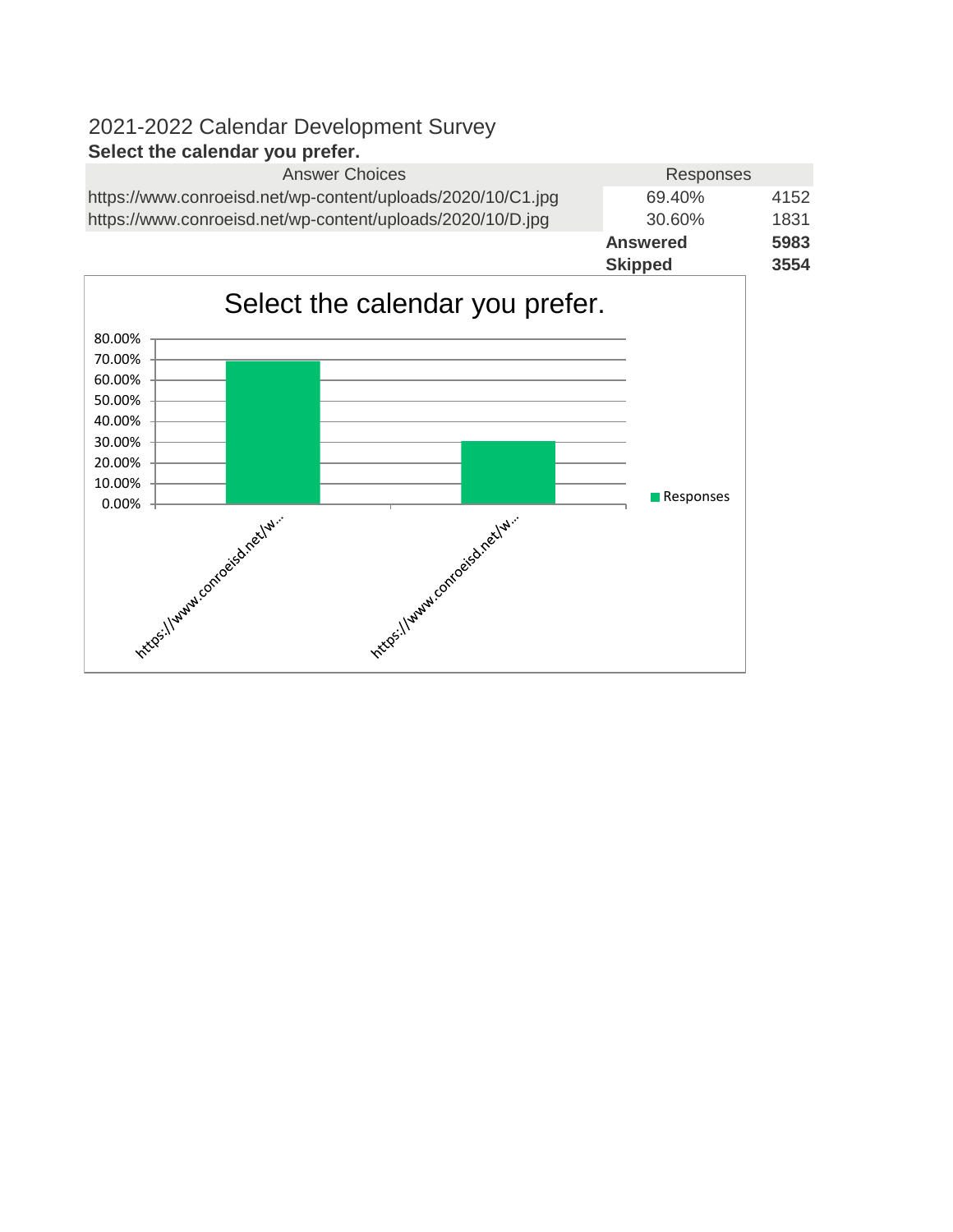# 2021-2022 Calendar Development Survey

**Select the calendar you prefer.**

| Answer Choices | Responses | |
|---|---|---|
| https://www.conroeisd.net/wp-content/uploads/2020/10/C1.jpg | 69.40% | 4152 |
| https://www.conroeisd.net/wp-content/uploads/2020/10/D.jpg | 30.60% | 1831 |
| | **Answered** | **5983** |
| | **Skipped** | **3554** |

Select the calendar you prefer.

| | Responses |
|---|---|
| https://www.conroeisd.net/w... | 69.40% |
| https://www.conroeisd.net/w... | 30.60% |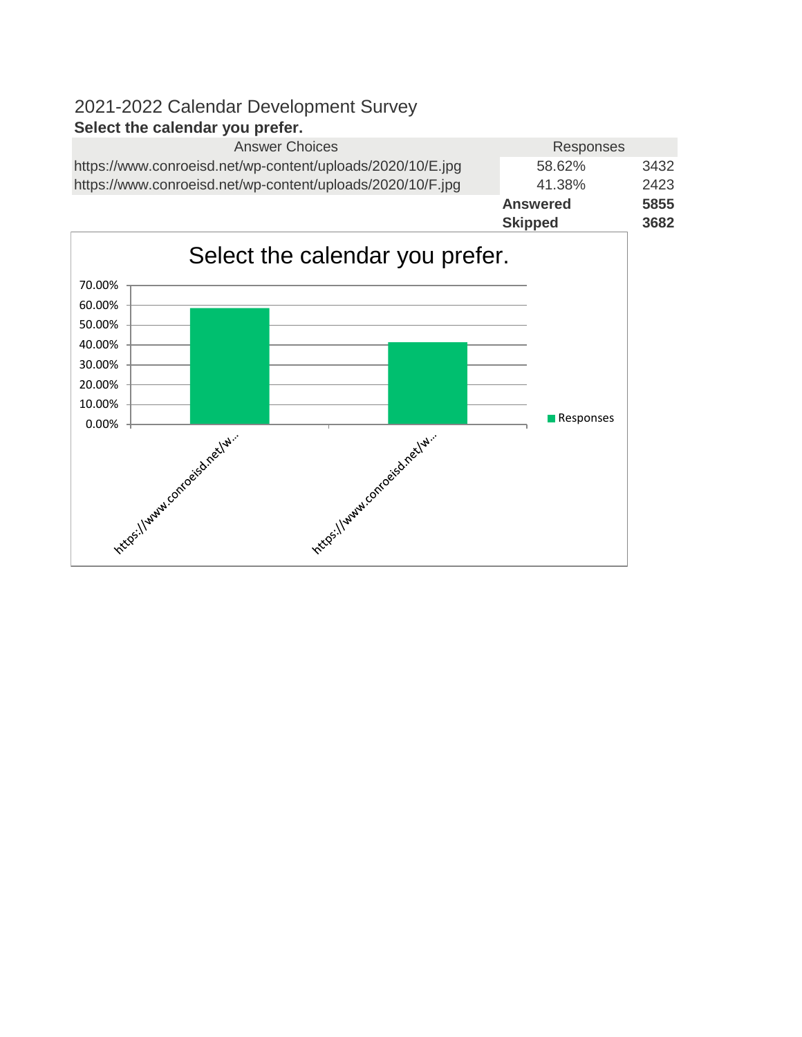2021-2022 Calendar Development Survey

**Select the calendar you prefer.**

| Answer Choices | Responses | |
|---|---|---|
| https://www.conroeisd.net/wp-content/uploads/2020/10/E.jpg | 58.62% | 3432 |
| https://www.conroeisd.net/wp-content/uploads/2020/10/F.jpg | 41.38% | 2423 |
| | **Answered** | **5855** |
| | **Skipped** | **3682** |

Select the calendar you prefer.

70.00%
60.00%
50.00%
40.00%
30.00%
20.00%
10.00%
0.00%

https://www.conroeisd.net/w...
https://www.conroeisd.net/w...

Responses